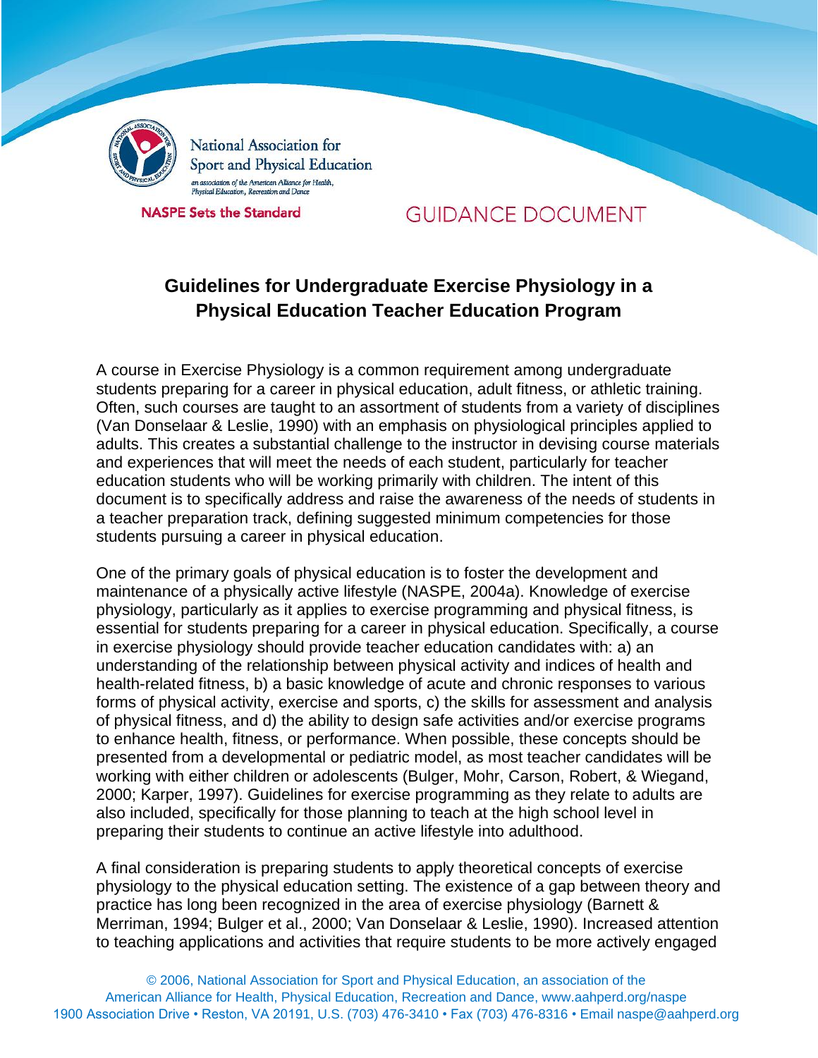National Association for Sport and Physical Education

*an association of the American Alliance for Health, Physical Education, Recreation and Dance*

**NASPE Sets the Standard**

GUIDANCE DOCUMENT

# Guidelines for Undergraduate Exercise Physiology in a Physical Education Teacher Education Program

A course in Exercise Physiology is a common requirement among undergraduate students preparing for a career in physical education, adult fitness, or athletic training. Often, such courses are taught to an assortment of students from a variety of disciplines (Van Donselaar & Leslie, 1990) with an emphasis on physiological principles applied to adults. This creates a substantial challenge to the instructor in devising course materials and experiences that will meet the needs of each student, particularly for teacher education students who will be working primarily with children. The intent of this document is to specifically address and raise the awareness of the needs of students in a teacher preparation track, defining suggested minimum competencies for those students pursuing a career in physical education.

One of the primary goals of physical education is to foster the development and maintenance of a physically active lifestyle (NASPE, 2004a). Knowledge of exercise physiology, particularly as it applies to exercise programming and physical fitness, is essential for students preparing for a career in physical education. Specifically, a course in exercise physiology should provide teacher education candidates with: a) an understanding of the relationship between physical activity and indices of health and health-related fitness, b) a basic knowledge of acute and chronic responses to various forms of physical activity, exercise and sports, c) the skills for assessment and analysis of physical fitness, and d) the ability to design safe activities and/or exercise programs to enhance health, fitness, or performance. When possible, these concepts should be presented from a developmental or pediatric model, as most teacher candidates will be working with either children or adolescents (Bulger, Mohr, Carson, Robert, & Wiegand, 2000; Karper, 1997). Guidelines for exercise programming as they relate to adults are also included, specifically for those planning to teach at the high school level in preparing their students to continue an active lifestyle into adulthood.

A final consideration is preparing students to apply theoretical concepts of exercise physiology to the physical education setting. The existence of a gap between theory and practice has long been recognized in the area of exercise physiology (Barnett & Merriman, 1994; Bulger et al., 2000; Van Donselaar & Leslie, 1990). Increased attention to teaching applications and activities that require students to be more actively engaged

© 2006, National Association for Sport and Physical Education, an association of the American Alliance for Health, Physical Education, Recreation and Dance, www.aahperd.org/naspe
1900 Association Drive • Reston, VA 20191, U.S. (703) 476-3410 • Fax (703) 476-8316 • Email naspe@aahperd.org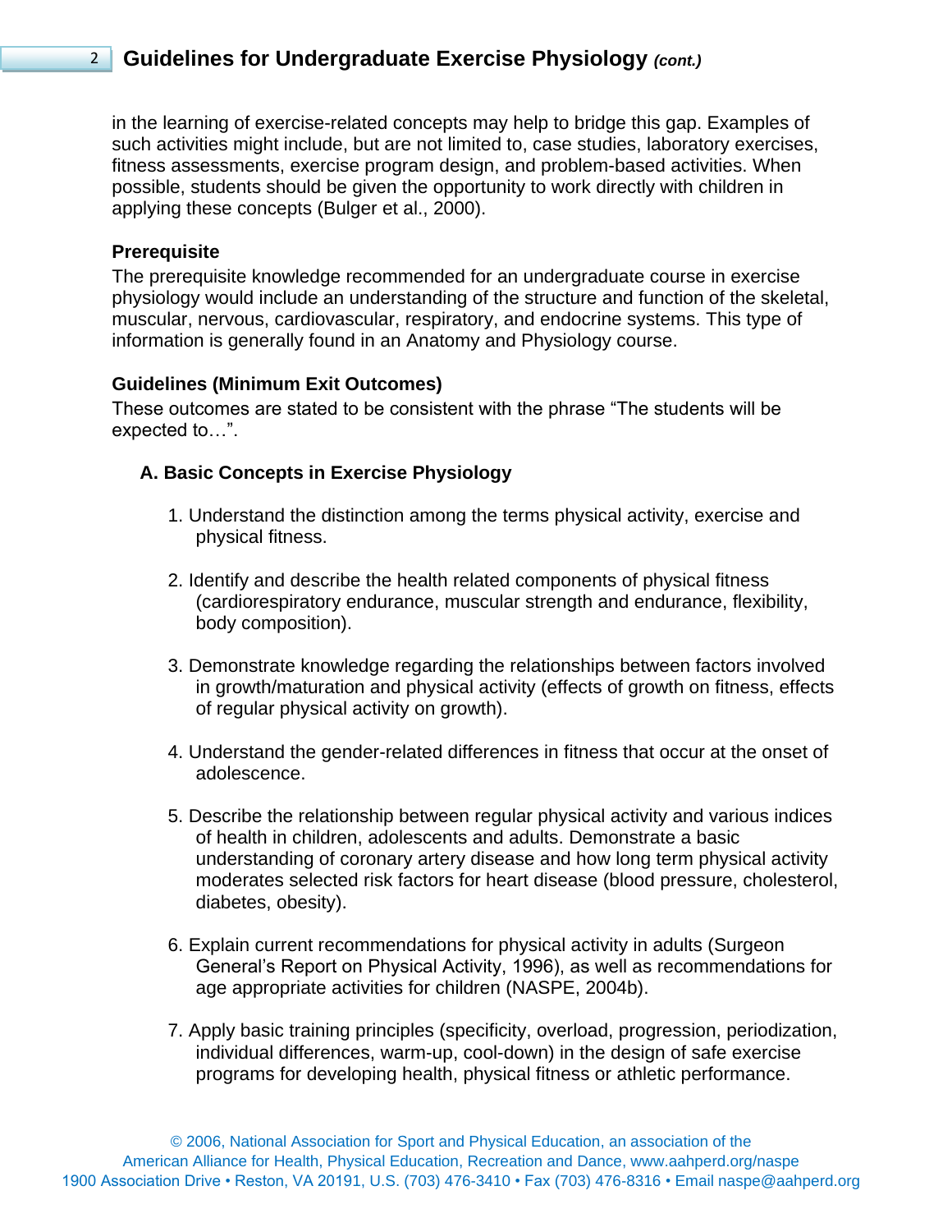in the learning of exercise-related concepts may help to bridge this gap. Examples of such activities might include, but are not limited to, case studies, laboratory exercises, fitness assessments, exercise program design, and problem-based activities. When possible, students should be given the opportunity to work directly with children in applying these concepts (Bulger et al., 2000).

### Prerequisite

The prerequisite knowledge recommended for an undergraduate course in exercise physiology would include an understanding of the structure and function of the skeletal, muscular, nervous, cardiovascular, respiratory, and endocrine systems. This type of information is generally found in an Anatomy and Physiology course.

### Guidelines (Minimum Exit Outcomes)

These outcomes are stated to be consistent with the phrase "The students will be expected to…".

#### A. Basic Concepts in Exercise Physiology

1. Understand the distinction among the terms physical activity, exercise and physical fitness.

2. Identify and describe the health related components of physical fitness (cardiorespiratory endurance, muscular strength and endurance, flexibility, body composition).

3. Demonstrate knowledge regarding the relationships between factors involved in growth/maturation and physical activity (effects of growth on fitness, effects of regular physical activity on growth).

4. Understand the gender-related differences in fitness that occur at the onset of adolescence.

5. Describe the relationship between regular physical activity and various indices of health in children, adolescents and adults. Demonstrate a basic understanding of coronary artery disease and how long term physical activity moderates selected risk factors for heart disease (blood pressure, cholesterol, diabetes, obesity).

6. Explain current recommendations for physical activity in adults (Surgeon General's Report on Physical Activity, 1996), as well as recommendations for age appropriate activities for children (NASPE, 2004b).

7. Apply basic training principles (specificity, overload, progression, periodization, individual differences, warm-up, cool-down) in the design of safe exercise programs for developing health, physical fitness or athletic performance.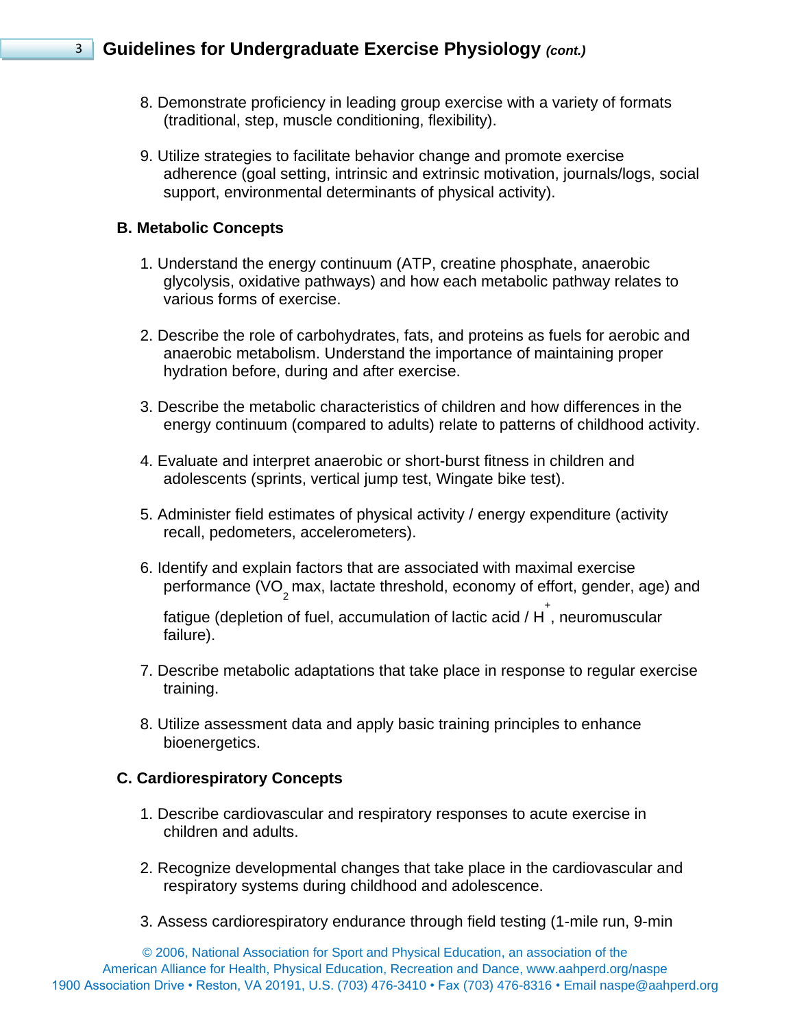8. Demonstrate proficiency in leading group exercise with a variety of formats (traditional, step, muscle conditioning, flexibility).

9. Utilize strategies to facilitate behavior change and promote exercise adherence (goal setting, intrinsic and extrinsic motivation, journals/logs, social support, environmental determinants of physical activity).

**B. Metabolic Concepts**

1. Understand the energy continuum (ATP, creatine phosphate, anaerobic glycolysis, oxidative pathways) and how each metabolic pathway relates to various forms of exercise.

2. Describe the role of carbohydrates, fats, and proteins as fuels for aerobic and anaerobic metabolism. Understand the importance of maintaining proper hydration before, during and after exercise.

3. Describe the metabolic characteristics of children and how differences in the energy continuum (compared to adults) relate to patterns of childhood activity.

4. Evaluate and interpret anaerobic or short-burst fitness in children and adolescents (sprints, vertical jump test, Wingate bike test).

5. Administer field estimates of physical activity / energy expenditure (activity recall, pedometers, accelerometers).

6. Identify and explain factors that are associated with maximal exercise performance ($VO_2$ max, lactate threshold, economy of effort, gender, age) and fatigue (depletion of fuel, accumulation of lactic acid / $H^+$, neuromuscular failure).

7. Describe metabolic adaptations that take place in response to regular exercise training.

8. Utilize assessment data and apply basic training principles to enhance bioenergetics.

**C. Cardiorespiratory Concepts**

1. Describe cardiovascular and respiratory responses to acute exercise in children and adults.

2. Recognize developmental changes that take place in the cardiovascular and respiratory systems during childhood and adolescence.

3. Assess cardiorespiratory endurance through field testing (1-mile run, 9-min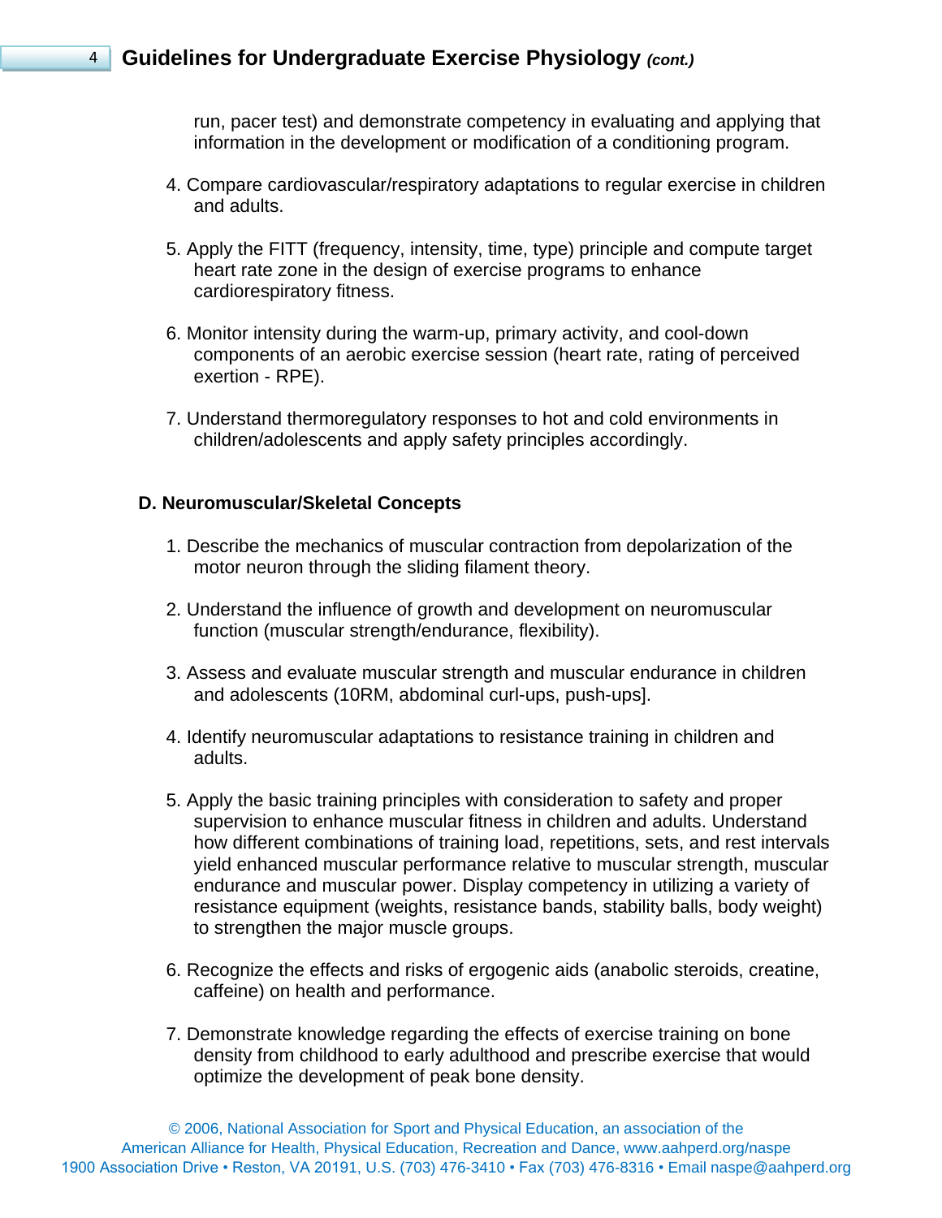run, pacer test) and demonstrate competency in evaluating and applying that information in the development or modification of a conditioning program.

4. Compare cardiovascular/respiratory adaptations to regular exercise in children and adults.

5. Apply the FITT (frequency, intensity, time, type) principle and compute target heart rate zone in the design of exercise programs to enhance cardiorespiratory fitness.

6. Monitor intensity during the warm-up, primary activity, and cool-down components of an aerobic exercise session (heart rate, rating of perceived exertion - RPE).

7. Understand thermoregulatory responses to hot and cold environments in children/adolescents and apply safety principles accordingly.

**D. Neuromuscular/Skeletal Concepts**

1. Describe the mechanics of muscular contraction from depolarization of the motor neuron through the sliding filament theory.

2. Understand the influence of growth and development on neuromuscular function (muscular strength/endurance, flexibility).

3. Assess and evaluate muscular strength and muscular endurance in children and adolescents (10RM, abdominal curl-ups, push-ups].

4. Identify neuromuscular adaptations to resistance training in children and adults.

5. Apply the basic training principles with consideration to safety and proper supervision to enhance muscular fitness in children and adults. Understand how different combinations of training load, repetitions, sets, and rest intervals yield enhanced muscular performance relative to muscular strength, muscular endurance and muscular power. Display competency in utilizing a variety of resistance equipment (weights, resistance bands, stability balls, body weight) to strengthen the major muscle groups.

6. Recognize the effects and risks of ergogenic aids (anabolic steroids, creatine, caffeine) on health and performance.

7. Demonstrate knowledge regarding the effects of exercise training on bone density from childhood to early adulthood and prescribe exercise that would optimize the development of peak bone density.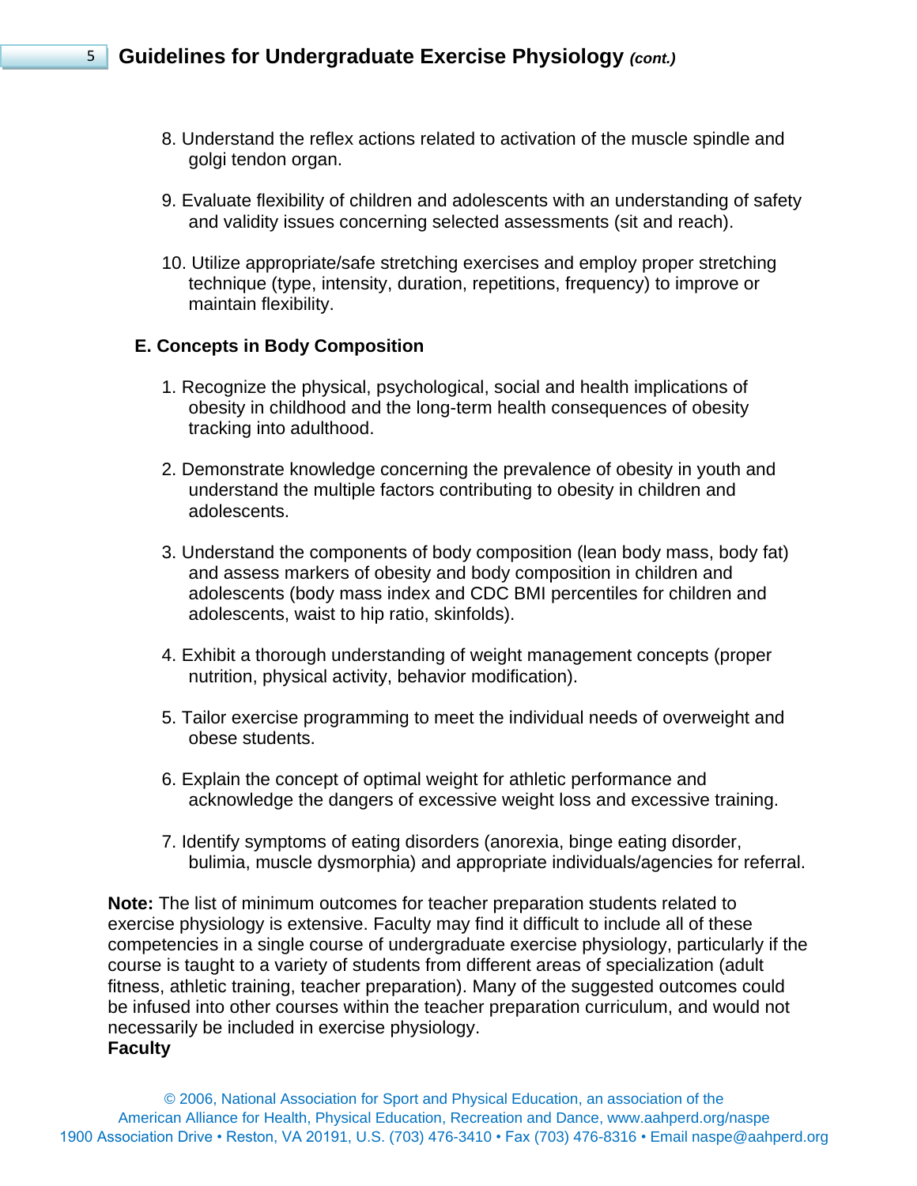8. Understand the reflex actions related to activation of the muscle spindle and golgi tendon organ.

9. Evaluate flexibility of children and adolescents with an understanding of safety and validity issues concerning selected assessments (sit and reach).

10. Utilize appropriate/safe stretching exercises and employ proper stretching technique (type, intensity, duration, repetitions, frequency) to improve or maintain flexibility.

**E. Concepts in Body Composition**

1. Recognize the physical, psychological, social and health implications of obesity in childhood and the long-term health consequences of obesity tracking into adulthood.

2. Demonstrate knowledge concerning the prevalence of obesity in youth and understand the multiple factors contributing to obesity in children and adolescents.

3. Understand the components of body composition (lean body mass, body fat) and assess markers of obesity and body composition in children and adolescents (body mass index and CDC BMI percentiles for children and adolescents, waist to hip ratio, skinfolds).

4. Exhibit a thorough understanding of weight management concepts (proper nutrition, physical activity, behavior modification).

5. Tailor exercise programming to meet the individual needs of overweight and obese students.

6. Explain the concept of optimal weight for athletic performance and acknowledge the dangers of excessive weight loss and excessive training.

7. Identify symptoms of eating disorders (anorexia, binge eating disorder, bulimia, muscle dysmorphia) and appropriate individuals/agencies for referral.

**Note:** The list of minimum outcomes for teacher preparation students related to exercise physiology is extensive. Faculty may find it difficult to include all of these competencies in a single course of undergraduate exercise physiology, particularly if the course is taught to a variety of students from different areas of specialization (adult fitness, athletic training, teacher preparation). Many of the suggested outcomes could be infused into other courses within the teacher preparation curriculum, and would not necessarily be included in exercise physiology.

**Faculty**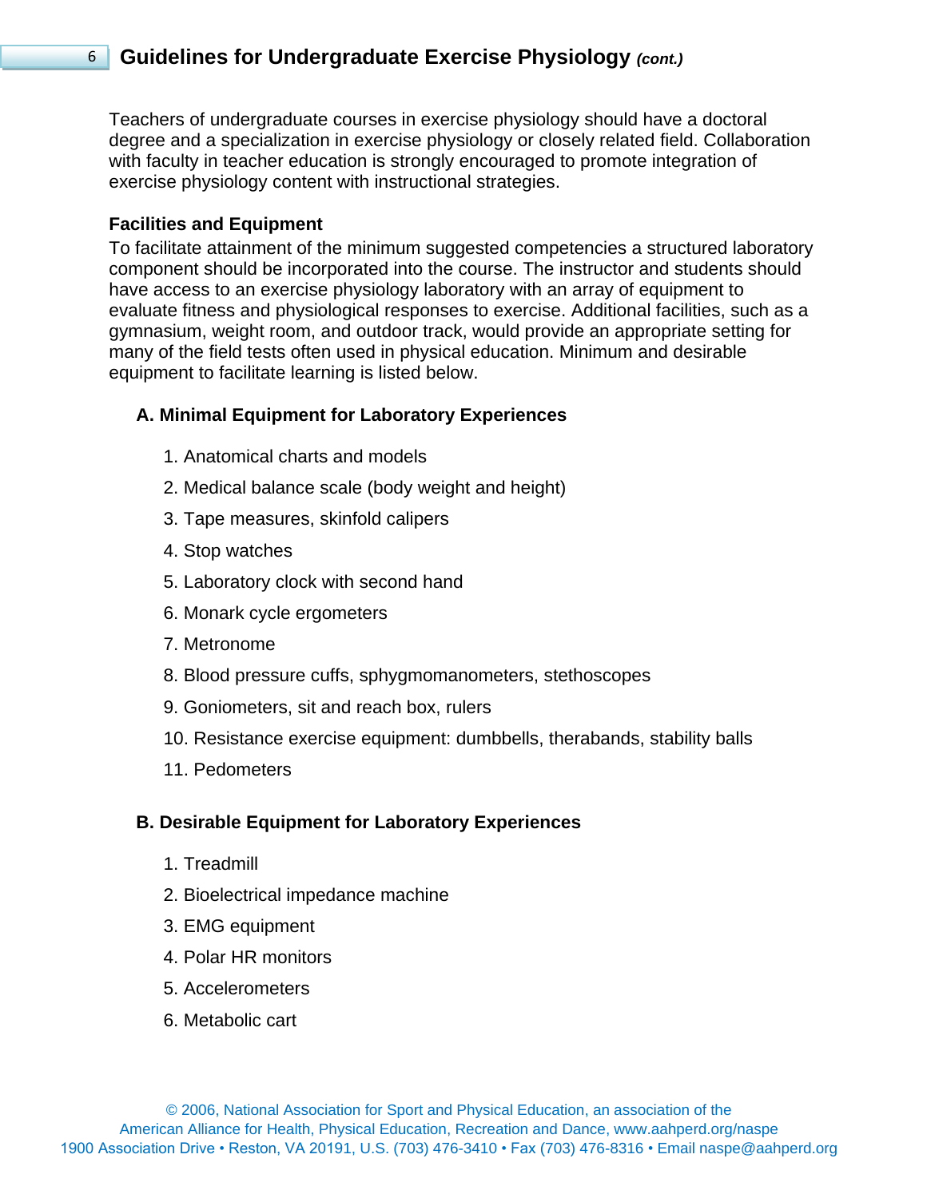Teachers of undergraduate courses in exercise physiology should have a doctoral degree and a specialization in exercise physiology or closely related field. Collaboration with faculty in teacher education is strongly encouraged to promote integration of exercise physiology content with instructional strategies.

### Facilities and Equipment

To facilitate attainment of the minimum suggested competencies a structured laboratory component should be incorporated into the course. The instructor and students should have access to an exercise physiology laboratory with an array of equipment to evaluate fitness and physiological responses to exercise. Additional facilities, such as a gymnasium, weight room, and outdoor track, would provide an appropriate setting for many of the field tests often used in physical education. Minimum and desirable equipment to facilitate learning is listed below.

#### A. Minimal Equipment for Laboratory Experiences

1. Anatomical charts and models
2. Medical balance scale (body weight and height)
3. Tape measures, skinfold calipers
4. Stop watches
5. Laboratory clock with second hand
6. Monark cycle ergometers
7. Metronome
8. Blood pressure cuffs, sphygmomanometers, stethoscopes
9. Goniometers, sit and reach box, rulers
10. Resistance exercise equipment: dumbbells, therabands, stability balls
11. Pedometers

#### B. Desirable Equipment for Laboratory Experiences

1. Treadmill
2. Bioelectrical impedance machine
3. EMG equipment
4. Polar HR monitors
5. Accelerometers
6. Metabolic cart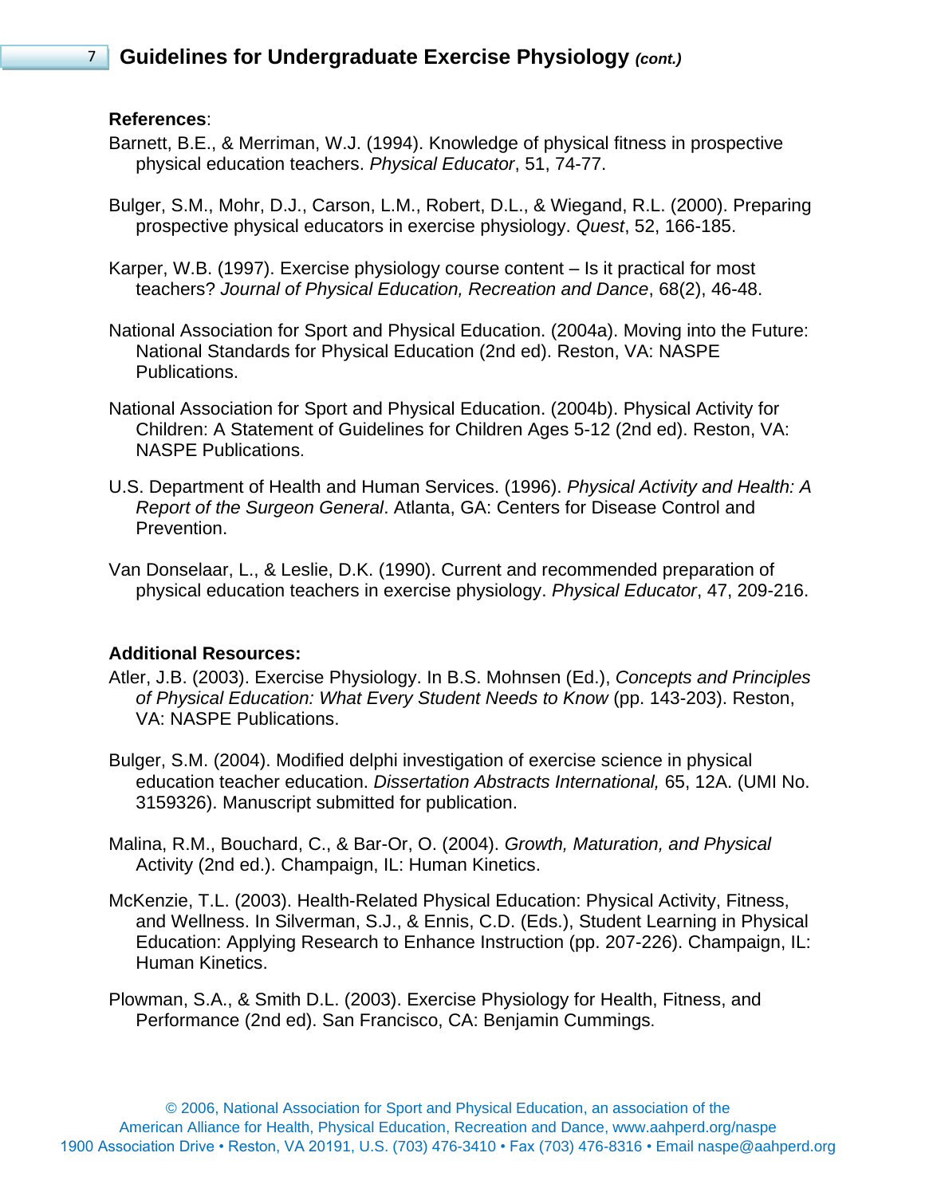**References**:

Barnett, B.E., & Merriman, W.J. (1994). Knowledge of physical fitness in prospective physical education teachers. *Physical Educator*, 51, 74-77.

Bulger, S.M., Mohr, D.J., Carson, L.M., Robert, D.L., & Wiegand, R.L. (2000). Preparing prospective physical educators in exercise physiology. *Quest*, 52, 166-185.

Karper, W.B. (1997). Exercise physiology course content – Is it practical for most teachers? *Journal of Physical Education, Recreation and Dance*, 68(2), 46-48.

National Association for Sport and Physical Education. (2004a). Moving into the Future: National Standards for Physical Education (2nd ed). Reston, VA: NASPE Publications.

National Association for Sport and Physical Education. (2004b). Physical Activity for Children: A Statement of Guidelines for Children Ages 5-12 (2nd ed). Reston, VA: NASPE Publications.

U.S. Department of Health and Human Services. (1996). *Physical Activity and Health: A Report of the Surgeon General*. Atlanta, GA: Centers for Disease Control and Prevention.

Van Donselaar, L., & Leslie, D.K. (1990). Current and recommended preparation of physical education teachers in exercise physiology. *Physical Educator*, 47, 209-216.

**Additional Resources:**

Atler, J.B. (2003). Exercise Physiology. In B.S. Mohnsen (Ed.), *Concepts and Principles of Physical Education: What Every Student Needs to Know* (pp. 143-203). Reston, VA: NASPE Publications.

Bulger, S.M. (2004). Modified delphi investigation of exercise science in physical education teacher education. *Dissertation Abstracts International,* 65, 12A. (UMI No. 3159326). Manuscript submitted for publication.

Malina, R.M., Bouchard, C., & Bar-Or, O. (2004). *Growth, Maturation, and Physical* Activity (2nd ed.). Champaign, IL: Human Kinetics.

McKenzie, T.L. (2003). Health-Related Physical Education: Physical Activity, Fitness, and Wellness. In Silverman, S.J., & Ennis, C.D. (Eds.), Student Learning in Physical Education: Applying Research to Enhance Instruction (pp. 207-226). Champaign, IL: Human Kinetics.

Plowman, S.A., & Smith D.L. (2003). Exercise Physiology for Health, Fitness, and Performance (2nd ed). San Francisco, CA: Benjamin Cummings.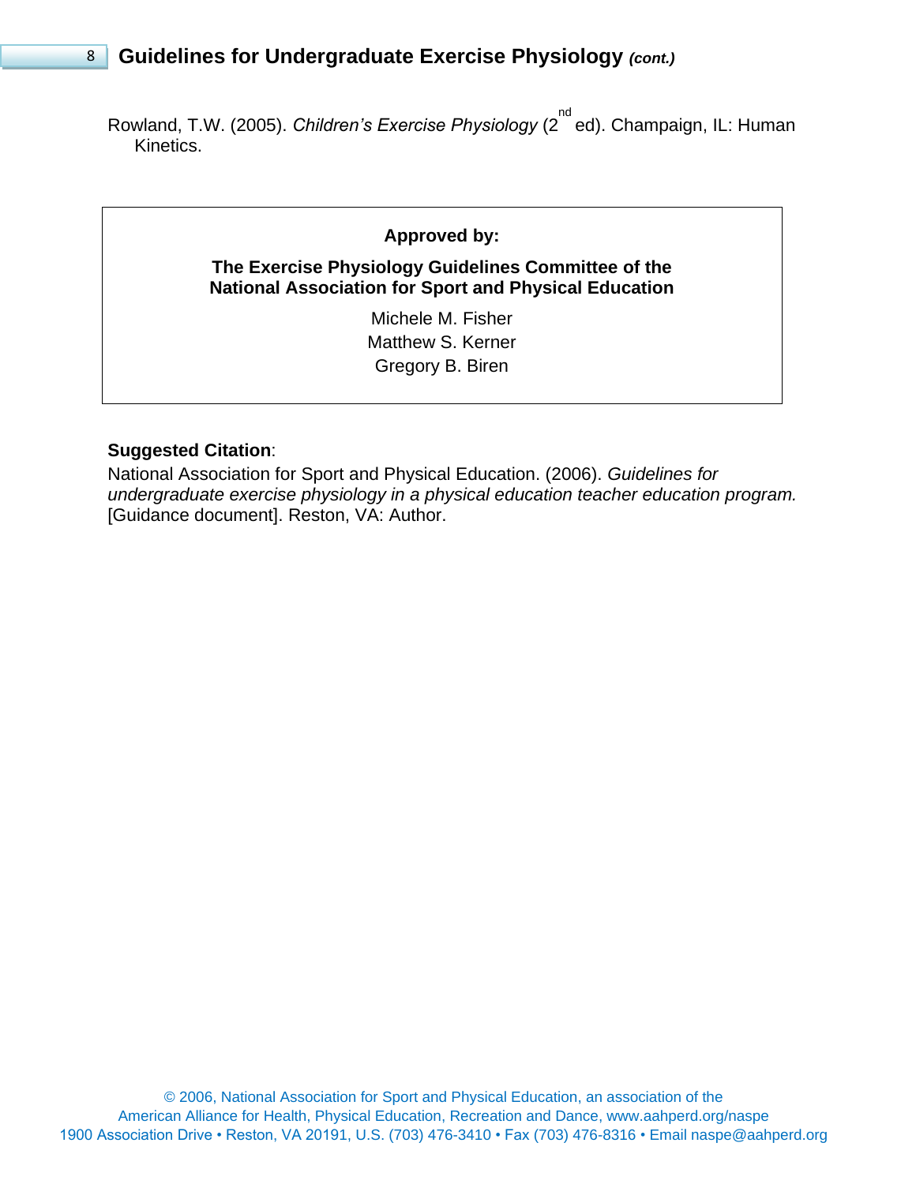Rowland, T.W. (2005). *Children's Exercise Physiology* (2nd ed). Champaign, IL: Human Kinetics.

**Approved by:**

**The Exercise Physiology Guidelines Committee of the National Association for Sport and Physical Education**

Michele M. Fisher
Matthew S. Kerner
Gregory B. Biren

**Suggested Citation**:

National Association for Sport and Physical Education. (2006). *Guidelines for undergraduate exercise physiology in a physical education teacher education program.* [Guidance document]. Reston, VA: Author.

© 2006, National Association for Sport and Physical Education, an association of the American Alliance for Health, Physical Education, Recreation and Dance, www.aahperd.org/naspe
1900 Association Drive • Reston, VA 20191, U.S. (703) 476-3410 • Fax (703) 476-8316 • Email naspe@aahperd.org